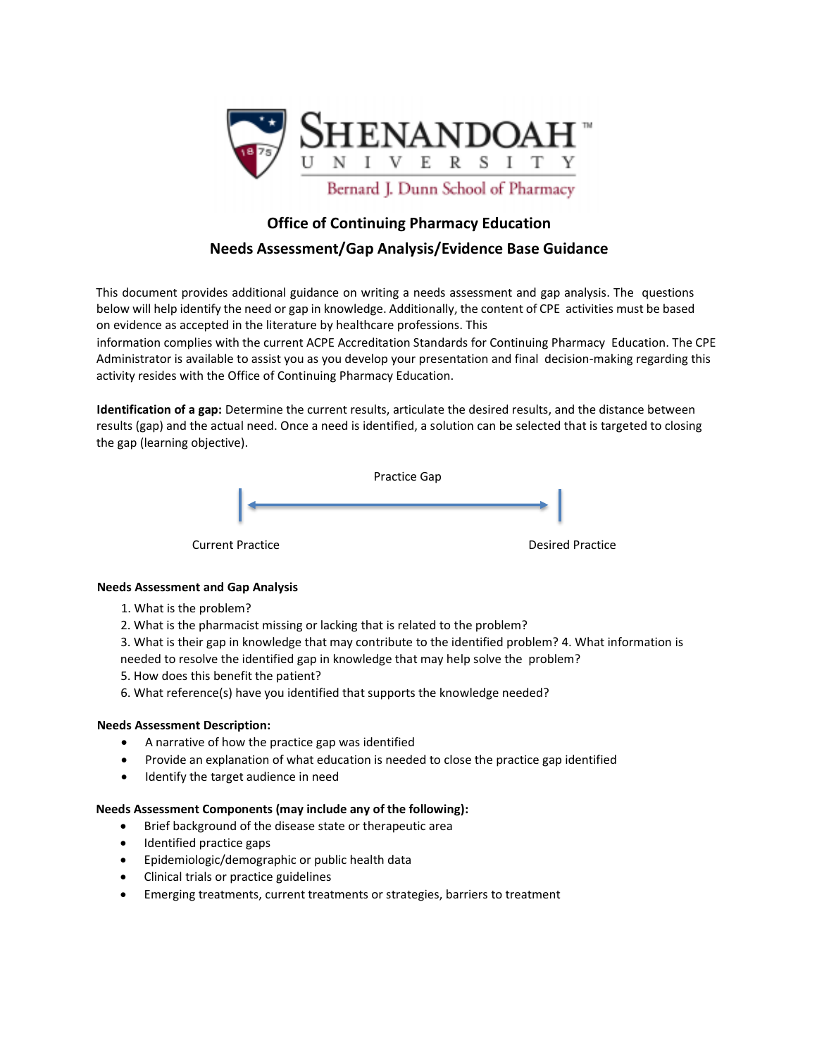Shenandoah University
Bernard J. Dunn School of Pharmacy

# Office of Continuing Pharmacy Education

## Needs Assessment/Gap Analysis/Evidence Base Guidance

This document provides additional guidance on writing a needs assessment and gap analysis. The questions below will help identify the need or gap in knowledge. Additionally, the content of CPE activities must be based on evidence as accepted in the literature by healthcare professions. This information complies with the current ACPE Accreditation Standards for Continuing Pharmacy Education. The CPE Administrator is available to assist you as you develop your presentation and final decision-making regarding this activity resides with the Office of Continuing Pharmacy Education.

**Identification of a gap:** Determine the current results, articulate the desired results, and the distance between results (gap) and the actual need. Once a need is identified, a solution can be selected that is targeted to closing the gap (learning objective).

Practice Gap

Current Practice ←→ Desired Practice

**Needs Assessment and Gap Analysis**

1. What is the problem?
2. What is the pharmacist missing or lacking that is related to the problem?
3. What is their gap in knowledge that may contribute to the identified problem?
4. What information is needed to resolve the identified gap in knowledge that may help solve the problem?
5. How does this benefit the patient?
6. What reference(s) have you identified that supports the knowledge needed?

**Needs Assessment Description:**

- A narrative of how the practice gap was identified
- Provide an explanation of what education is needed to close the practice gap identified
- Identify the target audience in need

**Needs Assessment Components (may include any of the following):**

- Brief background of the disease state or therapeutic area
- Identified practice gaps
- Epidemiologic/demographic or public health data
- Clinical trials or practice guidelines
- Emerging treatments, current treatments or strategies, barriers to treatment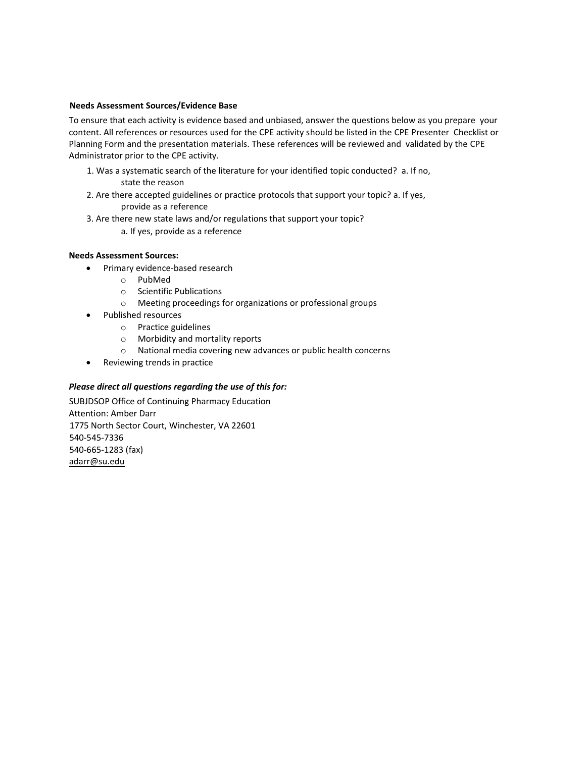**Needs Assessment Sources/Evidence Base**

To ensure that each activity is evidence based and unbiased, answer the questions below as you prepare your content. All references or resources used for the CPE activity should be listed in the CPE Presenter Checklist or Planning Form and the presentation materials. These references will be reviewed and validated by the CPE Administrator prior to the CPE activity.

1. Was a systematic search of the literature for your identified topic conducted? a. If no, state the reason
2. Are there accepted guidelines or practice protocols that support your topic? a. If yes, provide as a reference
3. Are there new state laws and/or regulations that support your topic?
   a. If yes, provide as a reference

**Needs Assessment Sources:**

- Primary evidence-based research
  - PubMed
  - Scientific Publications
  - Meeting proceedings for organizations or professional groups
- Published resources
  - Practice guidelines
  - Morbidity and mortality reports
  - National media covering new advances or public health concerns
- Reviewing trends in practice

***Please direct all questions regarding the use of this for:***

SUBJDSOP Office of Continuing Pharmacy Education
Attention: Amber Darr
1775 North Sector Court, Winchester, VA 22601
540-545-7336
540-665-1283 (fax)
adarr@su.edu